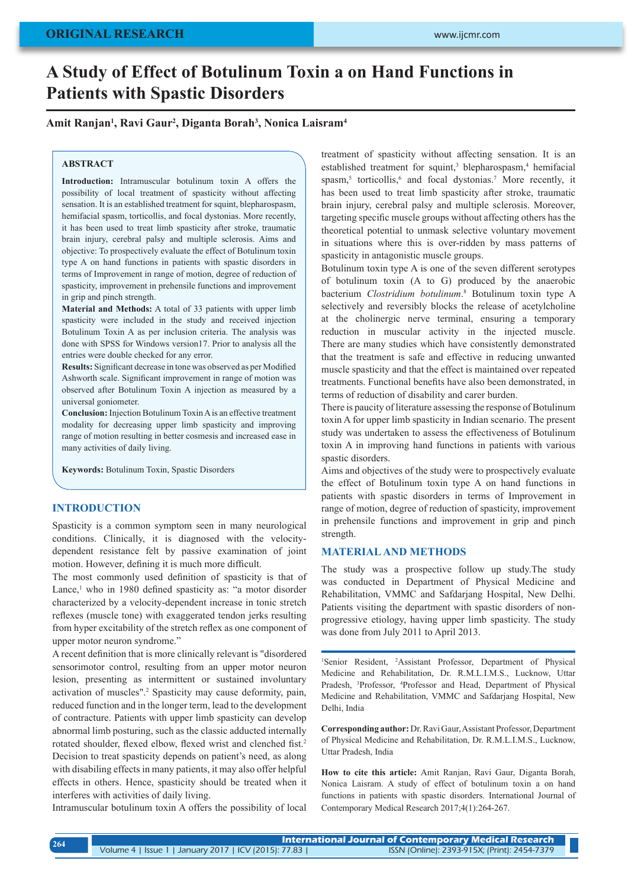ORIGINAL RESEARCH

# A Study of Effect of Botulinum Toxin a on Hand Functions in Patients with Spastic Disorders

**Amit Ranjan[1], Ravi Gaur[2], Diganta Borah[3], Nonica Laisram[4]**

## ABSTRACT

**Introduction:** Intramuscular botulinum toxin A offers the possibility of local treatment of spasticity without affecting sensation. It is an established treatment for squint, blepharospasm, hemifacial spasm, torticollis, and focal dystonias. More recently, it has been used to treat limb spasticity after stroke, traumatic brain injury, cerebral palsy and multiple sclerosis. Aims and objective: To prospectively evaluate the effect of Botulinum toxin type A on hand functions in patients with spastic disorders in terms of Improvement in range of motion, degree of reduction of spasticity, improvement in prehensile functions and improvement in grip and pinch strength.
**Material and Methods:** A total of 33 patients with upper limb spasticity were included in the study and received injection Botulinum Toxin A as per inclusion criteria. The analysis was done with SPSS for Windows version17. Prior to analysis all the entries were double checked for any error.
**Results:** Significant decrease in tone was observed as per Modified Ashworth scale. Significant improvement in range of motion was observed after Botulinum Toxin A injection as measured by a universal goniometer.
**Conclusion:** Injection Botulinum Toxin A is an effective treatment modality for decreasing upper limb spasticity and improving range of motion resulting in better cosmesis and increased ease in many activities of daily living.

**Keywords:** Botulinum Toxin, Spastic Disorders

## INTRODUCTION

Spasticity is a common symptom seen in many neurological conditions. Clinically, it is diagnosed with the velocity-dependent resistance felt by passive examination of joint motion. However, defining it is much more difficult.

The most commonly used definition of spasticity is that of Lance,[1] who in 1980 defined spasticity as: "a motor disorder characterized by a velocity-dependent increase in tonic stretch reflexes (muscle tone) with exaggerated tendon jerks resulting from hyper excitability of the stretch reflex as one component of upper motor neuron syndrome."

A recent definition that is more clinically relevant is "disordered sensorimotor control, resulting from an upper motor neuron lesion, presenting as intermittent or sustained involuntary activation of muscles".[2] Spasticity may cause deformity, pain, reduced function and in the longer term, lead to the development of contracture. Patients with upper limb spasticity can develop abnormal limb posturing, such as the classic adducted internally rotated shoulder, flexed elbow, flexed wrist and clenched fist.[2] Decision to treat spasticity depends on patient's need, as along with disabling effects in many patients, it may also offer helpful effects in others. Hence, spasticity should be treated when it interferes with activities of daily living.

Intramuscular botulinum toxin A offers the possibility of local treatment of spasticity without affecting sensation. It is an established treatment for squint,[3] blepharospasm,[4] hemifacial spasm,[5] torticollis,[6] and focal dystonias.[7] More recently, it has been used to treat limb spasticity after stroke, traumatic brain injury, cerebral palsy and multiple sclerosis. Moreover, targeting specific muscle groups without affecting others has the theoretical potential to unmask selective voluntary movement in situations where this is over-ridden by mass patterns of spasticity in antagonistic muscle groups.

Botulinum toxin type A is one of the seven different serotypes of botulinum toxin (A to G) produced by the anaerobic bacterium *Clostridium botulinum*.[8] Botulinum toxin type A selectively and reversibly blocks the release of acetylcholine at the cholinergic nerve terminal, ensuring a temporary reduction in muscular activity in the injected muscle. There are many studies which have consistently demonstrated that the treatment is safe and effective in reducing unwanted muscle spasticity and that the effect is maintained over repeated treatments. Functional benefits have also been demonstrated, in terms of reduction of disability and carer burden.

There is paucity of literature assessing the response of Botulinum toxin A for upper limb spasticity in Indian scenario. The present study was undertaken to assess the effectiveness of Botulinum toxin A in improving hand functions in patients with various spastic disorders.

Aims and objectives of the study were to prospectively evaluate the effect of Botulinum toxin type A on hand functions in patients with spastic disorders in terms of Improvement in range of motion, degree of reduction of spasticity, improvement in prehensile functions and improvement in grip and pinch strength.

## MATERIAL AND METHODS

The study was a prospective follow up study.The study was conducted in Department of Physical Medicine and Rehabilitation, VMMC and Safdarjang Hospital, New Delhi. Patients visiting the department with spastic disorders of non-progressive etiology, having upper limb spasticity. The study was done from July 2011 to April 2013.

[1]Senior Resident, [2]Assistant Professor, Department of Physical Medicine and Rehabilitation, Dr. R.M.L.I.M.S., Lucknow, Uttar Pradesh, [3]Professor, [4]Professor and Head, Department of Physical Medicine and Rehabilitation, VMMC and Safdarjang Hospital, New Delhi, India

**Corresponding author:** Dr. Ravi Gaur, Assistant Professor, Department of Physical Medicine and Rehabilitation, Dr. R.M.L.I.M.S., Lucknow, Uttar Pradesh, India

**How to cite this article:** Amit Ranjan, Ravi Gaur, Diganta Borah, Nonica Laisram. A study of effect of botulinum toxin a on hand functions in patients with spastic disorders. International Journal of Contemporary Medical Research 2017;4(1):264-267.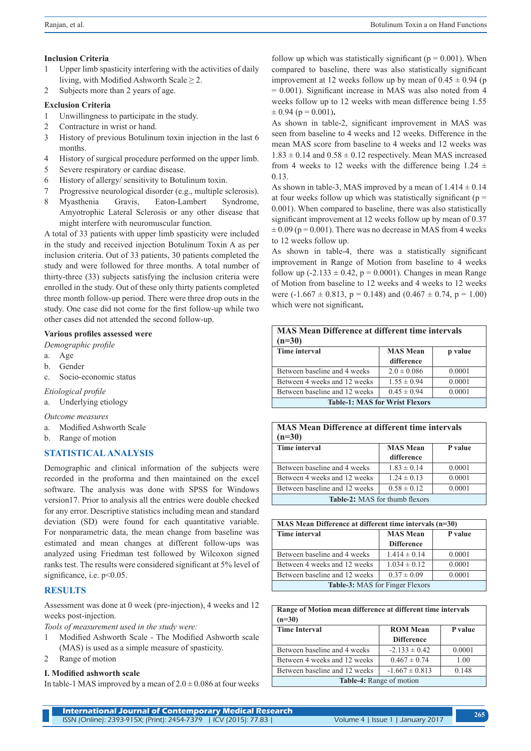### Inclusion Criteria

1. Upper limb spasticity interfering with the activities of daily living, with Modified Ashworth Scale ≥ 2.
2. Subjects more than 2 years of age.

### Exclusion Criteria

1. Unwillingness to participate in the study.
2. Contracture in wrist or hand.
3. History of previous Botulinum toxin injection in the last 6 months.
4. History of surgical procedure performed on the upper limb.
5. Severe respiratory or cardiac disease.
6. History of allergy/ sensitivity to Botulinum toxin.
7. Progressive neurological disorder (e.g., multiple sclerosis).
8. Myasthenia Gravis, Eaton-Lambert Syndrome, Amyotrophic Lateral Sclerosis or any other disease that might interfere with neuromuscular function.

A total of 33 patients with upper limb spasticity were included in the study and received injection Botulinum Toxin A as per inclusion criteria. Out of 33 patients, 30 patients completed the study and were followed for three months. A total number of thirty-three (33) subjects satisfying the inclusion criteria were enrolled in the study. Out of these only thirty patients completed three month follow-up period. There were three drop outs in the study. One case did not come for the first follow-up while two other cases did not attended the second follow-up.

### Various profiles assessed were

*Demographic profile*

a. Age
b. Gender
c. Socio-economic status

*Etiological profile*

a. Underlying etiology

*Outcome measures*

a. Modified Ashworth Scale
b. Range of motion

## STATISTICAL ANALYSIS

Demographic and clinical information of the subjects were recorded in the proforma and then maintained on the excel software. The analysis was done with SPSS for Windows version17. Prior to analysis all the entries were double checked for any error. Descriptive statistics including mean and standard deviation (SD) were found for each quantitative variable. For nonparametric data, the mean change from baseline was estimated and mean changes at different follow-ups was analyzed using Friedman test followed by Wilcoxon signed ranks test. The results were considered significant at 5% level of significance, i.e. $p<0.05$.

## RESULTS

Assessment was done at 0 week (pre-injection), 4 weeks and 12 weeks post-injection.

*Tools of measurement used in the study were:*

1. Modified Ashworth Scale - The Modified Ashworth scale (MAS) is used as a simple measure of spasticity.
2. Range of motion

### I. Modified ashworth scale

In table-1 MAS improved by a mean of 2.0 ± 0.086 at four weeks follow up which was statistically significant (p = 0.001). When compared to baseline, there was also statistically significant improvement at 12 weeks follow up by mean of 0.45 ± 0.94 (p = 0.001). Significant increase in MAS was also noted from 4 weeks follow up to 12 weeks with mean difference being 1.55 ± 0.94 (p = 0.001)**.**

As shown in table-2, significant improvement in MAS was seen from baseline to 4 weeks and 12 weeks. Difference in the mean MAS score from baseline to 4 weeks and 12 weeks was 1.83 ± 0.14 and 0.58 ± 0.12 respectively. Mean MAS increased from 4 weeks to 12 weeks with the difference being 1.24 ± 0.13.

As shown in table-3, MAS improved by a mean of 1.414 ± 0.14 at four weeks follow up which was statistically significant (p = 0.001). When compared to baseline, there was also statistically significant improvement at 12 weeks follow up by mean of 0.37 ± 0.09 (p = 0.001). There was no decrease in MAS from 4 weeks to 12 weeks follow up.

As shown in table-4, there was a statistically significant improvement in Range of Motion from baseline to 4 weeks follow up (-2.133 ± 0.42, p = 0.0001). Changes in mean Range of Motion from baseline to 12 weeks and 4 weeks to 12 weeks were (-1.667 ± 0.813, p = 0.148) and (0.467 ± 0.74, p = 1.00) which were not significant**.**

**MAS Mean Difference at different time intervals (n=30)**

| Time interval | MAS Mean difference | p value |
|---|---|---|
| Between baseline and 4 weeks | 2.0 ± 0.086 | 0.0001 |
| Between 4 weeks and 12 weeks | 1.55 ± 0.94 | 0.0001 |
| Between baseline and 12 weeks | 0.45 ± 0.94 | 0.0001 |

**Table-1: MAS for Wrist Flexors**

**MAS Mean Difference at different time intervals (n=30)**

| Time interval | MAS Mean difference | P value |
|---|---|---|
| Between baseline and 4 weeks | 1.83 ± 0.14 | 0.0001 |
| Between 4 weeks and 12 weeks | 1.24 ± 0.13 | 0.0001 |
| Between baseline and 12 weeks | 0.58 ± 0.12 | 0.0001 |

**Table-2:** MAS for thumb flexors

**MAS Mean Difference at different time intervals (n=30)**

| Time interval | MAS Mean Difference | P value |
|---|---|---|
| Between baseline and 4 weeks | 1.414 ± 0.14 | 0.0001 |
| Between 4 weeks and 12 weeks | 1.034 ± 0.12 | 0.0001 |
| Between baseline and 12 weeks | 0.37 ± 0.09 | 0.0001 |

**Table-3:** MAS for Finger Flexors

**Range of Motion mean difference at different time intervals (n=30)**

| Time Interval | ROM Mean Difference | P value |
|---|---|---|
| Between baseline and 4 weeks | -2.133 ± 0.42 | 0.0001 |
| Between 4 weeks and 12 weeks | 0.467 ± 0.74 | 1.00 |
| Between baseline and 12 weeks | -1.667 ± 0.813 | 0.148 |

**Table-4:** Range of motion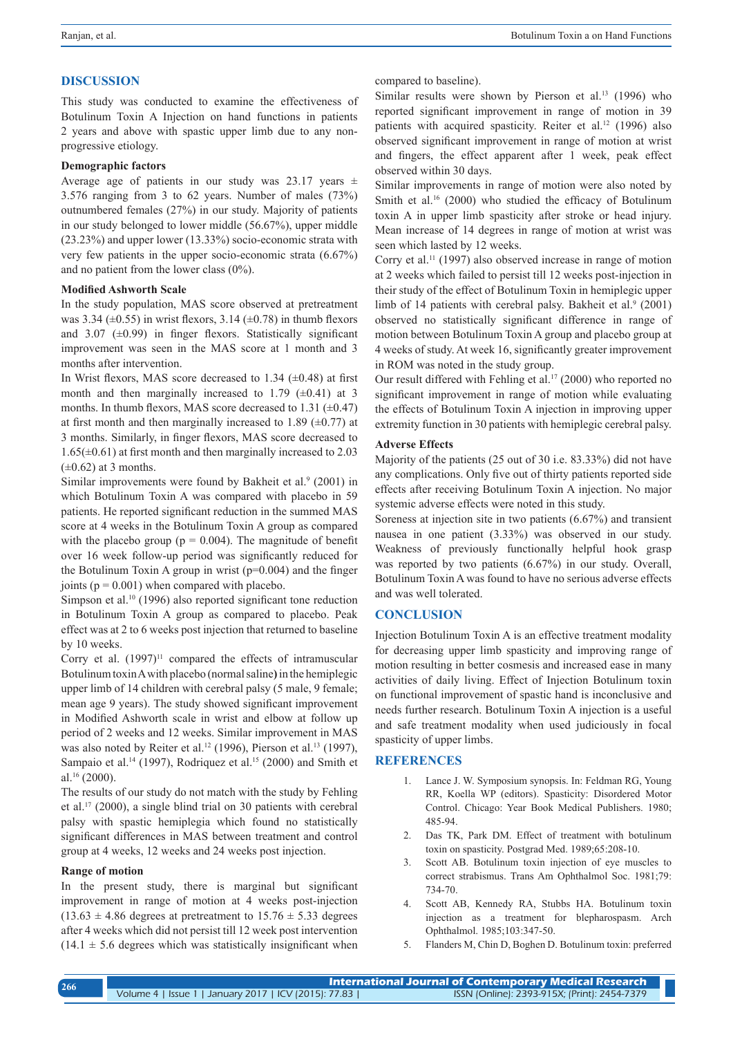## DISCUSSION

This study was conducted to examine the effectiveness of Botulinum Toxin A Injection on hand functions in patients 2 years and above with spastic upper limb due to any non-progressive etiology.

### Demographic factors

Average age of patients in our study was 23.17 years ± 3.576 ranging from 3 to 62 years. Number of males (73%) outnumbered females (27%) in our study. Majority of patients in our study belonged to lower middle (56.67%), upper middle (23.23%) and upper lower (13.33%) socio-economic strata with very few patients in the upper socio-economic strata (6.67%) and no patient from the lower class (0%).

### Modified Ashworth Scale

In the study population, MAS score observed at pretreatment was 3.34 (±0.55) in wrist flexors, 3.14 (±0.78) in thumb flexors and 3.07 (±0.99) in finger flexors. Statistically significant improvement was seen in the MAS score at 1 month and 3 months after intervention.

In Wrist flexors, MAS score decreased to 1.34 (±0.48) at first month and then marginally increased to 1.79 (±0.41) at 3 months. In thumb flexors, MAS score decreased to 1.31 (±0.47) at first month and then marginally increased to 1.89 (±0.77) at 3 months. Similarly, in finger flexors, MAS score decreased to 1.65(±0.61) at first month and then marginally increased to 2.03 (±0.62) at 3 months.

Similar improvements were found by Bakheit et al.[9] (2001) in which Botulinum Toxin A was compared with placebo in 59 patients. He reported significant reduction in the summed MAS score at 4 weeks in the Botulinum Toxin A group as compared with the placebo group ($p = 0.004$). The magnitude of benefit over 16 week follow-up period was significantly reduced for the Botulinum Toxin A group in wrist ($p=0.004$) and the finger joints ($p = 0.001$) when compared with placebo.

Simpson et al.[10] (1996) also reported significant tone reduction in Botulinum Toxin A group as compared to placebo. Peak effect was at 2 to 6 weeks post injection that returned to baseline by 10 weeks.

Corry et al. (1997)[11] compared the effects of intramuscular Botulinum toxin A with placebo (normal saline**)** in the hemiplegic upper limb of 14 children with cerebral palsy (5 male, 9 female; mean age 9 years). The study showed significant improvement in Modified Ashworth scale in wrist and elbow at follow up period of 2 weeks and 12 weeks. Similar improvement in MAS was also noted by Reiter et al.[12] (1996), Pierson et al.[13] (1997), Sampaio et al.[14] (1997), Rodriquez et al.[15] (2000) and Smith et al.[16] (2000).

The results of our study do not match with the study by Fehling et al.[17] (2000), a single blind trial on 30 patients with cerebral palsy with spastic hemiplegia which found no statistically significant differences in MAS between treatment and control group at 4 weeks, 12 weeks and 24 weeks post injection.

### Range of motion

In the present study, there is marginal but significant improvement in range of motion at 4 weeks post-injection (13.63 ± 4.86 degrees at pretreatment to 15.76 ± 5.33 degrees after 4 weeks which did not persist till 12 week post intervention (14.1 ± 5.6 degrees which was statistically insignificant when compared to baseline).

Similar results were shown by Pierson et al.[13] (1996) who reported significant improvement in range of motion in 39 patients with acquired spasticity. Reiter et al.[12] (1996) also observed significant improvement in range of motion at wrist and fingers, the effect apparent after 1 week, peak effect observed within 30 days.

Similar improvements in range of motion were also noted by Smith et al.[16] (2000) who studied the efficacy of Botulinum toxin A in upper limb spasticity after stroke or head injury. Mean increase of 14 degrees in range of motion at wrist was seen which lasted by 12 weeks.

Corry et al.[11] (1997) also observed increase in range of motion at 2 weeks which failed to persist till 12 weeks post-injection in their study of the effect of Botulinum Toxin in hemiplegic upper limb of 14 patients with cerebral palsy. Bakheit et al.[9] (2001) observed no statistically significant difference in range of motion between Botulinum Toxin A group and placebo group at 4 weeks of study. At week 16, significantly greater improvement in ROM was noted in the study group.

Our result differed with Fehling et al.[17] (2000) who reported no significant improvement in range of motion while evaluating the effects of Botulinum Toxin A injection in improving upper extremity function in 30 patients with hemiplegic cerebral palsy.

### Adverse Effects

Majority of the patients (25 out of 30 i.e. 83.33%) did not have any complications. Only five out of thirty patients reported side effects after receiving Botulinum Toxin A injection. No major systemic adverse effects were noted in this study.

Soreness at injection site in two patients (6.67%) and transient nausea in one patient (3.33%) was observed in our study. Weakness of previously functionally helpful hook grasp was reported by two patients (6.67%) in our study. Overall, Botulinum Toxin A was found to have no serious adverse effects and was well tolerated.

## CONCLUSION

Injection Botulinum Toxin A is an effective treatment modality for decreasing upper limb spasticity and improving range of motion resulting in better cosmesis and increased ease in many activities of daily living. Effect of Injection Botulinum toxin on functional improvement of spastic hand is inconclusive and needs further research. Botulinum Toxin A injection is a useful and safe treatment modality when used judiciously in focal spasticity of upper limbs.

## REFERENCES

1. Lance J. W. Symposium synopsis. In: Feldman RG, Young RR, Koella WP (editors). Spasticity: Disordered Motor Control. Chicago: Year Book Medical Publishers. 1980; 485-94.
2. Das TK, Park DM. Effect of treatment with botulinum toxin on spasticity. Postgrad Med. 1989;65:208-10.
3. Scott AB. Botulinum toxin injection of eye muscles to correct strabismus. Trans Am Ophthalmol Soc. 1981;79: 734-70.
4. Scott AB, Kennedy RA, Stubbs HA. Botulinum toxin injection as a treatment for blepharospasm. Arch Ophthalmol. 1985;103:347-50.
5. Flanders M, Chin D, Boghen D. Botulinum toxin: preferred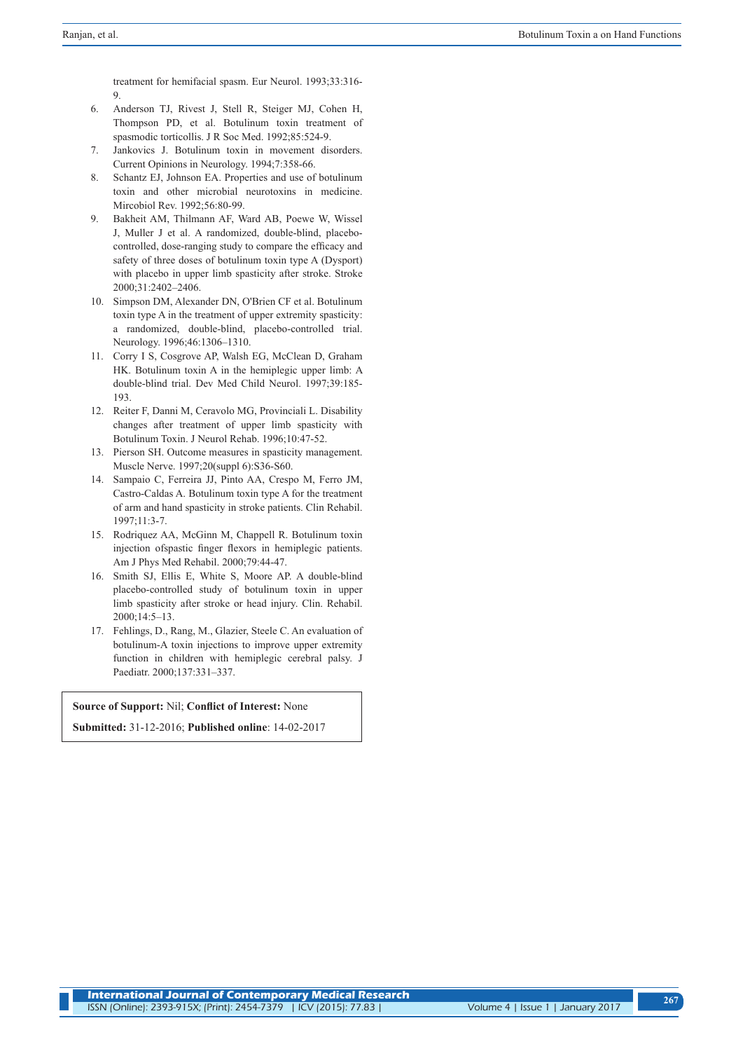treatment for hemifacial spasm. Eur Neurol. 1993;33:316-9.

6. Anderson TJ, Rivest J, Stell R, Steiger MJ, Cohen H, Thompson PD, et al. Botulinum toxin treatment of spasmodic torticollis. J R Soc Med. 1992;85:524-9.
7. Jankovics J. Botulinum toxin in movement disorders. Current Opinions in Neurology. 1994;7:358-66.
8. Schantz EJ, Johnson EA. Properties and use of botulinum toxin and other microbial neurotoxins in medicine. Mircobiol Rev. 1992;56:80-99.
9. Bakheit AM, Thilmann AF, Ward AB, Poewe W, Wissel J, Muller J et al. A randomized, double-blind, placebo-controlled, dose-ranging study to compare the efficacy and safety of three doses of botulinum toxin type A (Dysport) with placebo in upper limb spasticity after stroke. Stroke 2000;31:2402–2406.
10. Simpson DM, Alexander DN, O'Brien CF et al. Botulinum toxin type A in the treatment of upper extremity spasticity: a randomized, double-blind, placebo-controlled trial. Neurology. 1996;46:1306–1310.
11. Corry I S, Cosgrove AP, Walsh EG, McClean D, Graham HK. Botulinum toxin A in the hemiplegic upper limb: A double-blind trial. Dev Med Child Neurol. 1997;39:185-193.
12. Reiter F, Danni M, Ceravolo MG, Provinciali L. Disability changes after treatment of upper limb spasticity with Botulinum Toxin. J Neurol Rehab. 1996;10:47-52.
13. Pierson SH. Outcome measures in spasticity management. Muscle Nerve. 1997;20(suppl 6):S36-S60.
14. Sampaio C, Ferreira JJ, Pinto AA, Crespo M, Ferro JM, Castro-Caldas A. Botulinum toxin type A for the treatment of arm and hand spasticity in stroke patients. Clin Rehabil. 1997;11:3-7.
15. Rodriquez AA, McGinn M, Chappell R. Botulinum toxin injection ofspastic finger flexors in hemiplegic patients. Am J Phys Med Rehabil. 2000;79:44-47.
16. Smith SJ, Ellis E, White S, Moore AP. A double-blind placebo-controlled study of botulinum toxin in upper limb spasticity after stroke or head injury. Clin. Rehabil. 2000;14:5–13.
17. Fehlings, D., Rang, M., Glazier, Steele C. An evaluation of botulinum-A toxin injections to improve upper extremity function in children with hemiplegic cerebral palsy. J Paediatr. 2000;137:331–337.

**Source of Support:** Nil; **Conflict of Interest:** None

**Submitted:** 31-12-2016; **Published online**: 14-02-2017